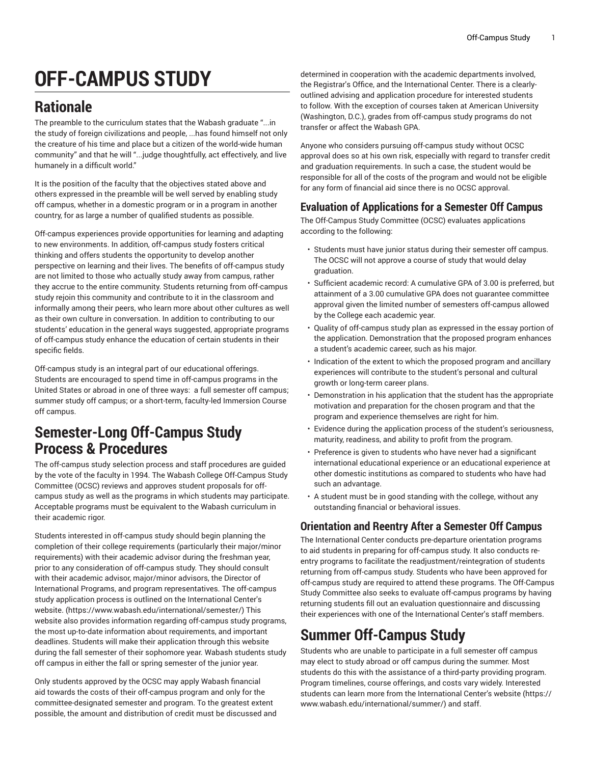# OFF-CAMPUS STUDY

## Rationale

The preamble to the curriculum states that the Wabash graduate "...in the study of foreign civilizations and people, ...has found himself not only the creature of his time and place but a citizen of the world-wide human community" and that he will "...judge thoughtfully, act effectively, and live humanely in a difficult world."

It is the position of the faculty that the objectives stated above and others expressed in the preamble will be well served by enabling study off campus, whether in a domestic program or in a program in another country, for as large a number of qualified students as possible.

Off-campus experiences provide opportunities for learning and adapting to new environments. In addition, off-campus study fosters critical thinking and offers students the opportunity to develop another perspective on learning and their lives. The benefits of off-campus study are not limited to those who actually study away from campus, rather they accrue to the entire community. Students returning from off-campus study rejoin this community and contribute to it in the classroom and informally among their peers, who learn more about other cultures as well as their own culture in conversation. In addition to contributing to our students' education in the general ways suggested, appropriate programs of off-campus study enhance the education of certain students in their specific fields.

Off-campus study is an integral part of our educational offerings. Students are encouraged to spend time in off-campus programs in the United States or abroad in one of three ways: a full semester off campus; summer study off campus; or a short-term, faculty-led Immersion Course off campus.

## Semester-Long Off-Campus Study Process & Procedures

The off-campus study selection process and staff procedures are guided by the vote of the faculty in 1994. The Wabash College Off-Campus Study Committee (OCSC) reviews and approves student proposals for off-campus study as well as the programs in which students may participate. Acceptable programs must be equivalent to the Wabash curriculum in their academic rigor.

Students interested in off-campus study should begin planning the completion of their college requirements (particularly their major/minor requirements) with their academic advisor during the freshman year, prior to any consideration of off-campus study. They should consult with their academic advisor, major/minor advisors, the Director of International Programs, and program representatives. The off-campus study application process is outlined on the International Center's website. (https://www.wabash.edu/international/semester/) This website also provides information regarding off-campus study programs, the most up-to-date information about requirements, and important deadlines. Students will make their application through this website during the fall semester of their sophomore year. Wabash students study off campus in either the fall or spring semester of the junior year.

Only students approved by the OCSC may apply Wabash financial aid towards the costs of their off-campus program and only for the committee-designated semester and program. To the greatest extent possible, the amount and distribution of credit must be discussed and determined in cooperation with the academic departments involved, the Registrar's Office, and the International Center. There is a clearly-outlined advising and application procedure for interested students to follow. With the exception of courses taken at American University (Washington, D.C.), grades from off-campus study programs do not transfer or affect the Wabash GPA.

Anyone who considers pursuing off-campus study without OCSC approval does so at his own risk, especially with regard to transfer credit and graduation requirements. In such a case, the student would be responsible for all of the costs of the program and would not be eligible for any form of financial aid since there is no OCSC approval.

### Evaluation of Applications for a Semester Off Campus

The Off-Campus Study Committee (OCSC) evaluates applications according to the following:

- Students must have junior status during their semester off campus. The OCSC will not approve a course of study that would delay graduation.
- Sufficient academic record: A cumulative GPA of 3.00 is preferred, but attainment of a 3.00 cumulative GPA does not guarantee committee approval given the limited number of semesters off-campus allowed by the College each academic year.
- Quality of off-campus study plan as expressed in the essay portion of the application. Demonstration that the proposed program enhances a student's academic career, such as his major.
- Indication of the extent to which the proposed program and ancillary experiences will contribute to the student's personal and cultural growth or long-term career plans.
- Demonstration in his application that the student has the appropriate motivation and preparation for the chosen program and that the program and experience themselves are right for him.
- Evidence during the application process of the student's seriousness, maturity, readiness, and ability to profit from the program.
- Preference is given to students who have never had a significant international educational experience or an educational experience at other domestic institutions as compared to students who have had such an advantage.
- A student must be in good standing with the college, without any outstanding financial or behavioral issues.

### Orientation and Reentry After a Semester Off Campus

The International Center conducts pre-departure orientation programs to aid students in preparing for off-campus study. It also conducts re-entry programs to facilitate the readjustment/reintegration of students returning from off-campus study. Students who have been approved for off-campus study are required to attend these programs. The Off-Campus Study Committee also seeks to evaluate off-campus programs by having returning students fill out an evaluation questionnaire and discussing their experiences with one of the International Center's staff members.

## Summer Off-Campus Study

Students who are unable to participate in a full semester off campus may elect to study abroad or off campus during the summer. Most students do this with the assistance of a third-party providing program. Program timelines, course offerings, and costs vary widely. Interested students can learn more from the International Center's website (https://www.wabash.edu/international/summer/) and staff.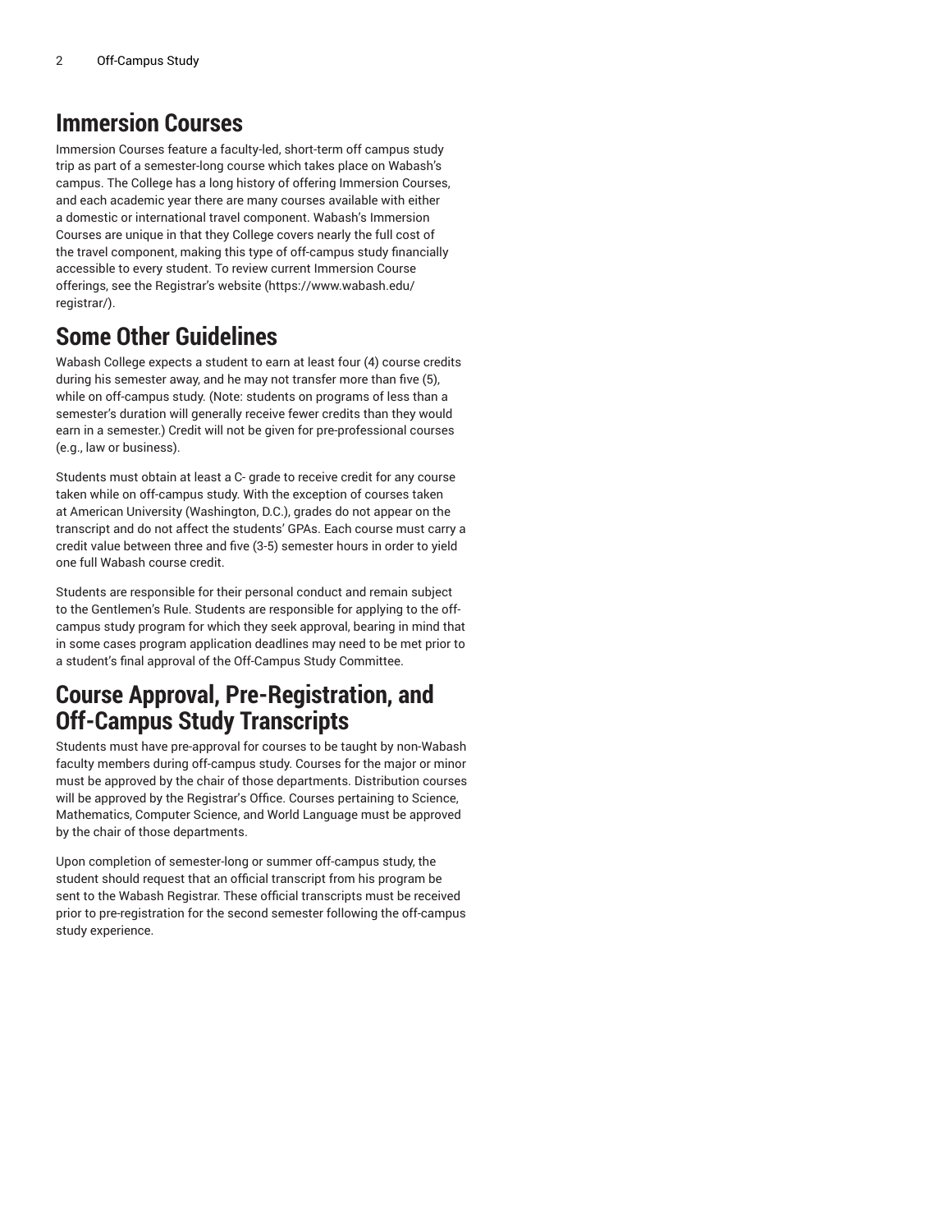## Immersion Courses

Immersion Courses feature a faculty-led, short-term off campus study trip as part of a semester-long course which takes place on Wabash's campus. The College has a long history of offering Immersion Courses, and each academic year there are many courses available with either a domestic or international travel component. Wabash's Immersion Courses are unique in that they College covers nearly the full cost of the travel component, making this type of off-campus study financially accessible to every student. To review current Immersion Course offerings, see the Registrar's website (https://www.wabash.edu/registrar/).

## Some Other Guidelines

Wabash College expects a student to earn at least four (4) course credits during his semester away, and he may not transfer more than five (5), while on off-campus study. (Note: students on programs of less than a semester's duration will generally receive fewer credits than they would earn in a semester.) Credit will not be given for pre-professional courses (e.g., law or business).

Students must obtain at least a C- grade to receive credit for any course taken while on off-campus study. With the exception of courses taken at American University (Washington, D.C.), grades do not appear on the transcript and do not affect the students' GPAs. Each course must carry a credit value between three and five (3-5) semester hours in order to yield one full Wabash course credit.

Students are responsible for their personal conduct and remain subject to the Gentlemen's Rule. Students are responsible for applying to the off-campus study program for which they seek approval, bearing in mind that in some cases program application deadlines may need to be met prior to a student's final approval of the Off-Campus Study Committee.

## Course Approval, Pre-Registration, and Off-Campus Study Transcripts

Students must have pre-approval for courses to be taught by non-Wabash faculty members during off-campus study. Courses for the major or minor must be approved by the chair of those departments. Distribution courses will be approved by the Registrar's Office. Courses pertaining to Science, Mathematics, Computer Science, and World Language must be approved by the chair of those departments.

Upon completion of semester-long or summer off-campus study, the student should request that an official transcript from his program be sent to the Wabash Registrar. These official transcripts must be received prior to pre-registration for the second semester following the off-campus study experience.